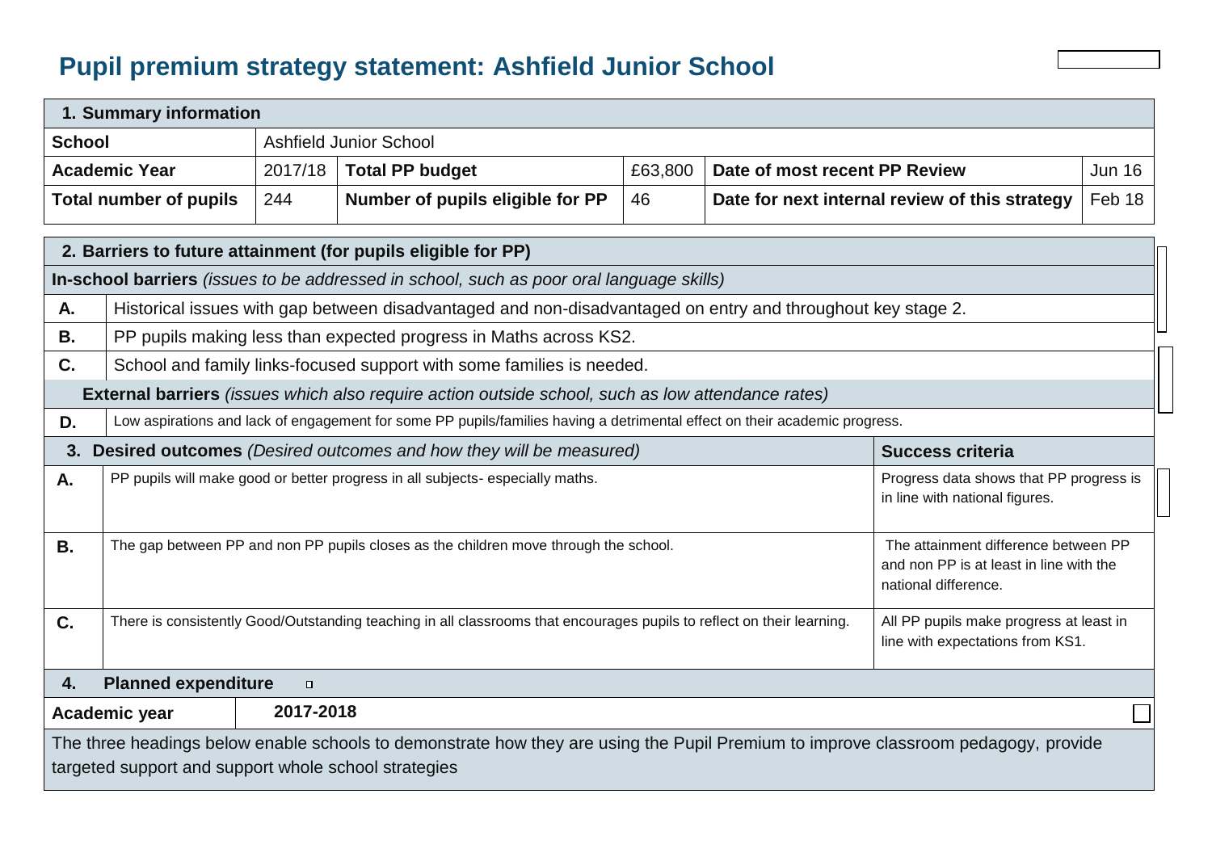# Pupil premium strategy statement: Ashfield Junior School

| 1. Summary information | | | | | |
|---|---|---|---|---|---|
| **School** | Ashfield Junior School | | | | |
| **Academic Year** | 2017/18 | **Total PP budget** | £63,800 | **Date of most recent PP Review** | Jun 16 |
| **Total number of pupils** | 244 | **Number of pupils eligible for PP** | 46 | **Date for next internal review of this strategy** | Feb 18 |

| 2. Barriers to future attainment (for pupils eligible for PP) | |
|---|---|
| **In-school barriers** *(issues to be addressed in school, such as poor oral language skills)* | |
| **A.** | Historical issues with gap between disadvantaged and non-disadvantaged on entry and throughout key stage 2. |
| **B.** | PP pupils making less than expected progress in Maths across KS2. |
| **C.** | School and family links-focused support with some families is needed. |
| **External barriers** *(issues which also require action outside school, such as low attendance rates)* | |
| **D.** | Low aspirations and lack of engagement for some PP pupils/families having a detrimental effect on their academic progress. |

| 3. Desired outcomes *(Desired outcomes and how they will be measured)* | | Success criteria |
|---|---|---|
| **A.** | PP pupils will make good or better progress in all subjects- especially maths. | Progress data shows that PP progress is in line with national figures. |
| **B.** | The gap between PP and non PP pupils closes as the children move through the school. | The attainment difference between PP and non PP is at least in line with the national difference. |
| **C.** | There is consistently Good/Outstanding teaching in all classrooms that encourages pupils to reflect on their learning. | All PP pupils make progress at least in line with expectations from KS1. |

## 4. Planned expenditure

| | |
|---|---|
| **Academic year** | **2017-2018** |

The three headings below enable schools to demonstrate how they are using the Pupil Premium to improve classroom pedagogy, provide targeted support and support whole school strategies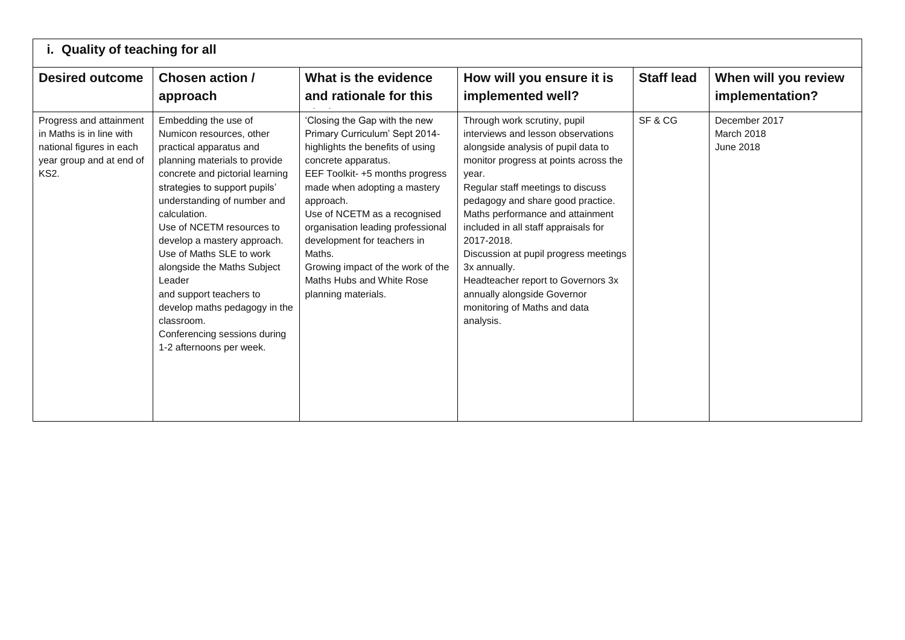| i. Quality of teaching for all | | | | | |
|---|---|---|---|---|---|
| **Desired outcome** | **Chosen action / approach** | **What is the evidence and rationale for this** | **How will you ensure it is implemented well?** | **Staff lead** | **When will you review implementation?** |
| Progress and attainment in Maths is in line with national figures in each year group and at end of KS2. | Embedding the use of Numicon resources, other practical apparatus and planning materials to provide concrete and pictorial learning strategies to support pupils' understanding of number and calculation.<br>Use of NCETM resources to develop a mastery approach.<br>Use of Maths SLE to work alongside the Maths Subject Leader and support teachers to develop maths pedagogy in the classroom.<br>Conferencing sessions during 1-2 afternoons per week. | 'Closing the Gap with the new Primary Curriculum' Sept 2014- highlights the benefits of using concrete apparatus.<br>EEF Toolkit- +5 months progress made when adopting a mastery approach.<br>Use of NCETM as a recognised organisation leading professional development for teachers in Maths.<br>Growing impact of the work of the Maths Hubs and White Rose planning materials. | Through work scrutiny, pupil interviews and lesson observations alongside analysis of pupil data to monitor progress at points across the year.<br>Regular staff meetings to discuss pedagogy and share good practice.<br>Maths performance and attainment included in all staff appraisals for 2017-2018.<br>Discussion at pupil progress meetings 3x annually.<br>Headteacher report to Governors 3x annually alongside Governor monitoring of Maths and data analysis. | SF & CG | December 2017<br>March 2018<br>June 2018 |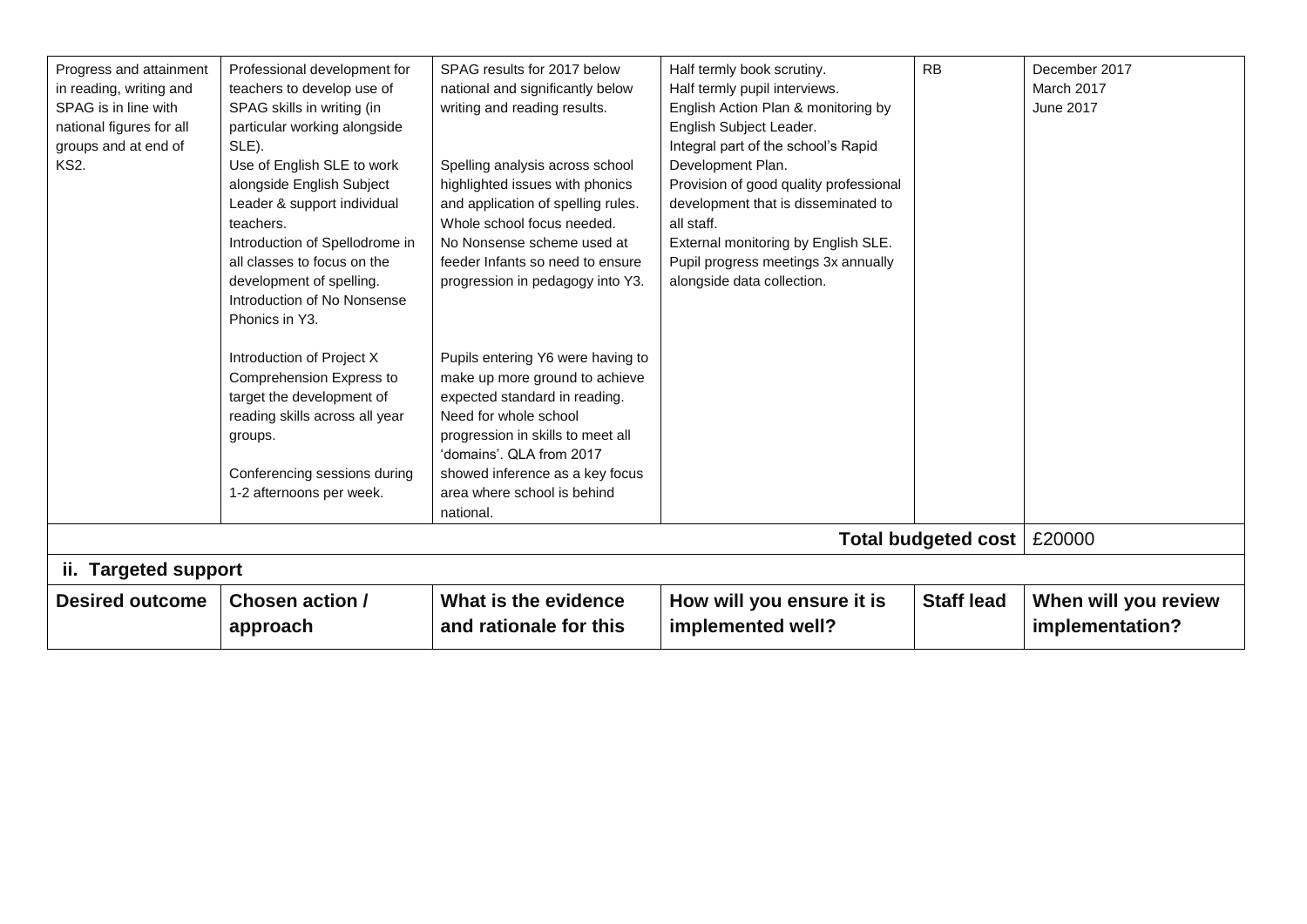| | | | | | |
|---|---|---|---|---|---|
| Progress and attainment in reading, writing and SPAG is in line with national figures for all groups and at end of KS2. | Professional development for teachers to develop use of SPAG skills in writing (in particular working alongside SLE).<br>Use of English SLE to work alongside English Subject Leader & support individual teachers.<br>Introduction of Spellodrome in all classes to focus on the development of spelling.<br>Introduction of No Nonsense Phonics in Y3.<br><br>Introduction of Project X Comprehension Express to target the development of reading skills across all year groups.<br><br>Conferencing sessions during 1-2 afternoons per week. | SPAG results for 2017 below national and significantly below writing and reading results.<br><br>Spelling analysis across school highlighted issues with phonics and application of spelling rules. Whole school focus needed. No Nonsense scheme used at feeder Infants so need to ensure progression in pedagogy into Y3.<br><br>Pupils entering Y6 were having to make up more ground to achieve expected standard in reading. Need for whole school progression in skills to meet all 'domains'. QLA from 2017 showed inference as a key focus area where school is behind national. | Half termly book scrutiny.<br>Half termly pupil interviews.<br>English Action Plan & monitoring by English Subject Leader.<br>Integral part of the school's Rapid Development Plan.<br>Provision of good quality professional development that is disseminated to all staff.<br>External monitoring by English SLE.<br>Pupil progress meetings 3x annually alongside data collection. | RB | December 2017<br>March 2017<br>June 2017 |
| | | | | **Total budgeted cost** | £20000 |

## ii. Targeted support

| **Desired outcome** | **Chosen action / approach** | **What is the evidence and rationale for this** | **How will you ensure it is implemented well?** | **Staff lead** | **When will you review implementation?** |
|---|---|---|---|---|---|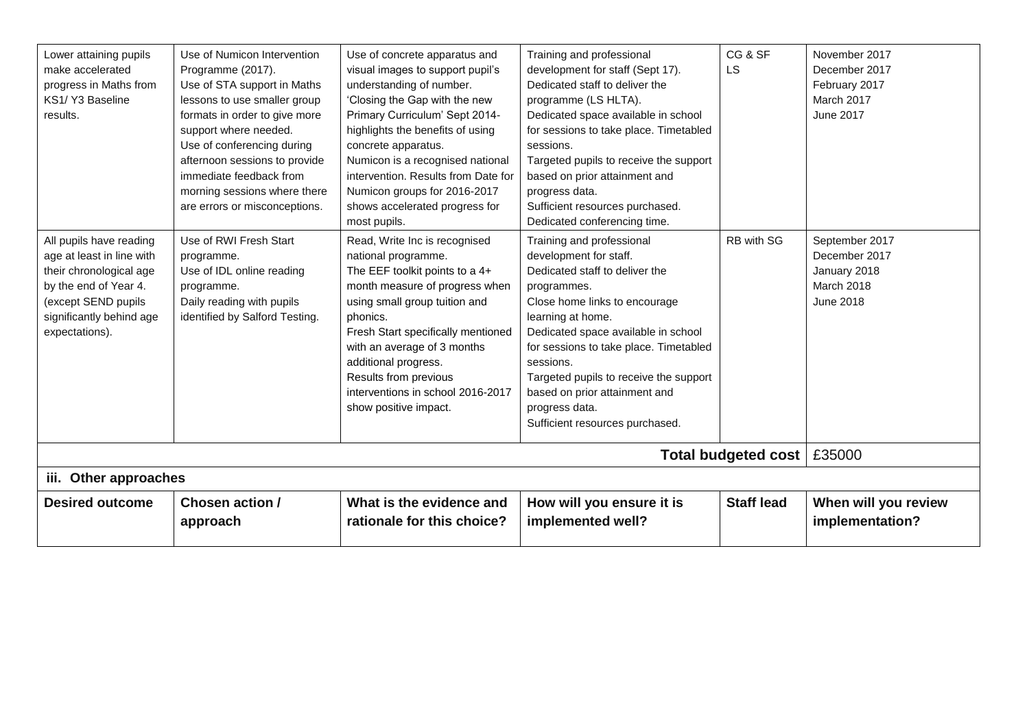| | | | | | |
|---|---|---|---|---|---|
| Lower attaining pupils make accelerated progress in Maths from KS1/ Y3 Baseline results. | Use of Numicon Intervention Programme (2017).<br>Use of STA support in Maths lessons to use smaller group formats in order to give more support where needed.<br>Use of conferencing during afternoon sessions to provide immediate feedback from morning sessions where there are errors or misconceptions. | Use of concrete apparatus and visual images to support pupil's understanding of number.<br>'Closing the Gap with the new Primary Curriculum' Sept 2014-highlights the benefits of using concrete apparatus.<br>Numicon is a recognised national intervention. Results from Date for Numicon groups for 2016-2017 shows accelerated progress for most pupils. | Training and professional development for staff (Sept 17).<br>Dedicated staff to deliver the programme (LS HLTA).<br>Dedicated space available in school for sessions to take place. Timetabled sessions.<br>Targeted pupils to receive the support based on prior attainment and progress data.<br>Sufficient resources purchased.<br>Dedicated conferencing time. | CG & SF<br>LS | November 2017<br>December 2017<br>February 2017<br>March 2017<br>June 2017 |
| All pupils have reading age at least in line with their chronological age by the end of Year 4. (except SEND pupils significantly behind age expectations). | Use of RWI Fresh Start programme.<br>Use of IDL online reading programme.<br>Daily reading with pupils identified by Salford Testing. | Read, Write Inc is recognised national programme.<br>The EEF toolkit points to a 4+ month measure of progress when using small group tuition and phonics.<br>Fresh Start specifically mentioned with an average of 3 months additional progress.<br>Results from previous interventions in school 2016-2017 show positive impact. | Training and professional development for staff.<br>Dedicated staff to deliver the programmes.<br>Close home links to encourage learning at home.<br>Dedicated space available in school for sessions to take place. Timetabled sessions.<br>Targeted pupils to receive the support based on prior attainment and progress data.<br>Sufficient resources purchased. | RB with SG | September 2017<br>December 2017<br>January 2018<br>March 2018<br>June 2018 |
| | | | | **Total budgeted cost** | £35000 |

**iii. Other approaches**

| Desired outcome | Chosen action / approach | What is the evidence and rationale for this choice? | How will you ensure it is implemented well? | Staff lead | When will you review implementation? |
|---|---|---|---|---|---|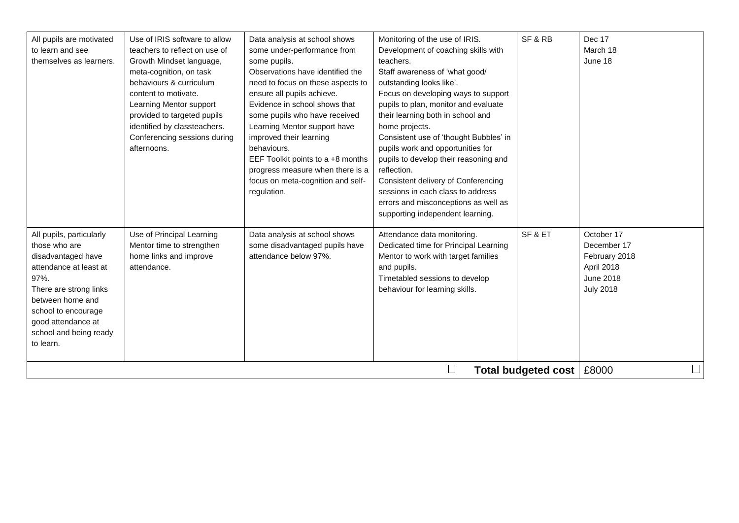| | | | | | |
|---|---|---|---|---|---|
| All pupils are motivated to learn and see themselves as learners. | Use of IRIS software to allow teachers to reflect on use of Growth Mindset language, meta-cognition, on task behaviours & curriculum content to motivate.<br>Learning Mentor support provided to targeted pupils identified by classteachers.<br>Conferencing sessions during afternoons. | Data analysis at school shows some under-performance from some pupils.<br>Observations have identified the need to focus on these aspects to ensure all pupils achieve.<br>Evidence in school shows that some pupils who have received Learning Mentor support have improved their learning behaviours.<br>EEF Toolkit points to a +8 months progress measure when there is a focus on meta-cognition and self-regulation. | Monitoring of the use of IRIS.<br>Development of coaching skills with teachers.<br>Staff awareness of 'what good/ outstanding looks like'.<br>Focus on developing ways to support pupils to plan, monitor and evaluate their learning both in school and home projects.<br>Consistent use of 'thought Bubbles' in pupils work and opportunities for pupils to develop their reasoning and reflection.<br>Consistent delivery of Conferencing sessions in each class to address errors and misconceptions as well as supporting independent learning. | SF & RB | Dec 17<br>March 18<br>June 18 |
| All pupils, particularly those who are disadvantaged have attendance at least at 97%.<br>There are strong links between home and school to encourage good attendance at school and being ready to learn. | Use of Principal Learning Mentor time to strengthen home links and improve attendance. | Data analysis at school shows some disadvantaged pupils have attendance below 97%. | Attendance data monitoring.<br>Dedicated time for Principal Learning Mentor to work with target families and pupils.<br>Timetabled sessions to develop behaviour for learning skills. | SF & ET | October 17<br>December 17<br>February 2018<br>April 2018<br>June 2018<br>July 2018 |
| | | | | **Total budgeted cost** | £8000 |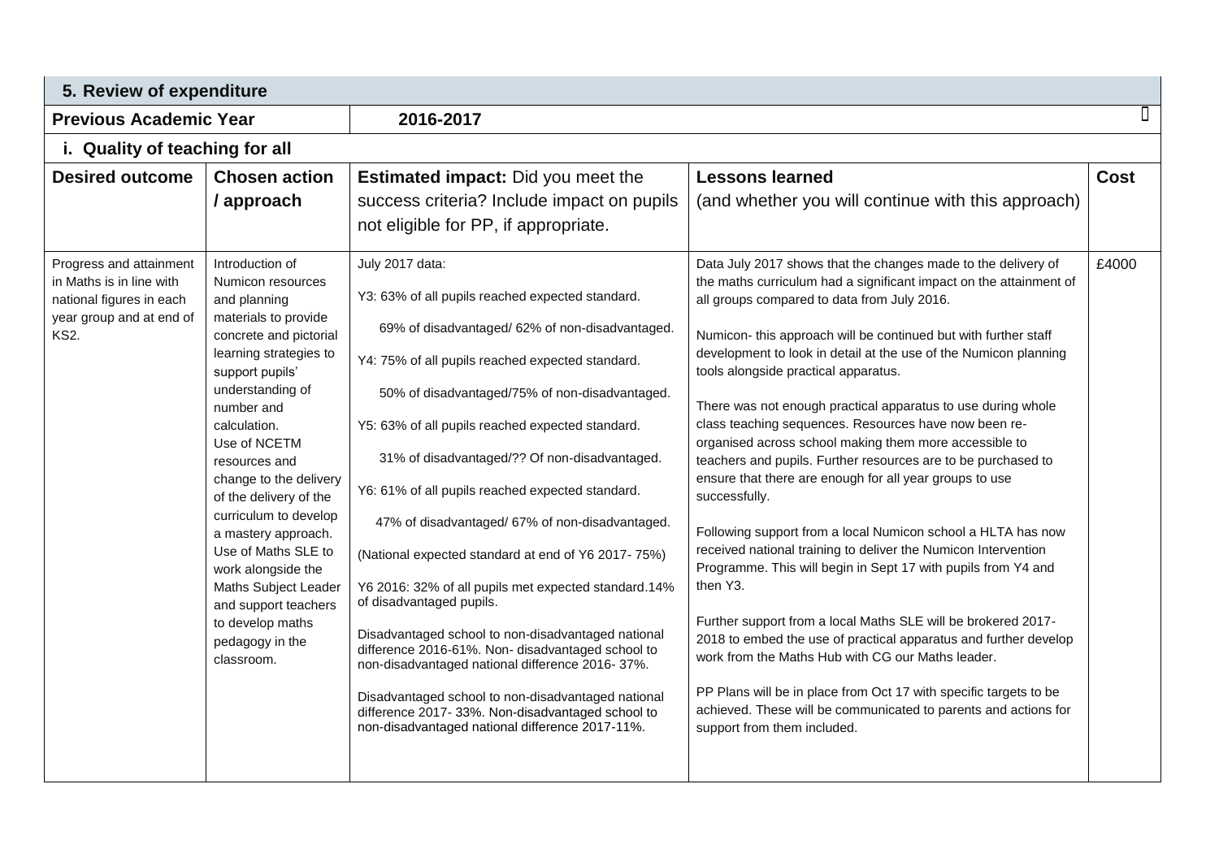## 5. Review of expenditure

| Previous Academic Year | 2016-2017 |
|---|---|

### i. Quality of teaching for all

| Desired outcome | Chosen action / approach | Estimated impact: Did you meet the success criteria? Include impact on pupils not eligible for PP, if appropriate. | Lessons learned (and whether you will continue with this approach) | Cost |
|---|---|---|---|---|
| Progress and attainment in Maths is in line with national figures in each year group and at end of KS2. | Introduction of Numicon resources and planning materials to provide concrete and pictorial learning strategies to support pupils' understanding of number and calculation.<br>Use of NCETM resources and change to the delivery of the delivery of the curriculum to develop a mastery approach.<br>Use of Maths SLE to work alongside the Maths Subject Leader and support teachers to develop maths pedagogy in the classroom. | July 2017 data:<br><br>Y3: 63% of all pupils reached expected standard.<br>69% of disadvantaged/ 62% of non-disadvantaged.<br><br>Y4: 75% of all pupils reached expected standard.<br>50% of disadvantaged/75% of non-disadvantaged.<br><br>Y5: 63% of all pupils reached expected standard.<br>31% of disadvantaged/?? Of non-disadvantaged.<br><br>Y6: 61% of all pupils reached expected standard.<br>47% of disadvantaged/ 67% of non-disadvantaged.<br><br>(National expected standard at end of Y6 2017- 75%)<br><br>Y6 2016: 32% of all pupils met expected standard.14% of disadvantaged pupils.<br><br>Disadvantaged school to non-disadvantaged national difference 2016-61%. Non- disadvantaged school to non-disadvantaged national difference 2016- 37%.<br><br>Disadvantaged school to non-disadvantaged national difference 2017- 33%. Non-disadvantaged school to non-disadvantaged national difference 2017-11%. | Data July 2017 shows that the changes made to the delivery of the maths curriculum had a significant impact on the attainment of all groups compared to data from July 2016.<br><br>Numicon- this approach will be continued but with further staff development to look in detail at the use of the Numicon planning tools alongside practical apparatus.<br><br>There was not enough practical apparatus to use during whole class teaching sequences. Resources have now been re-organised across school making them more accessible to teachers and pupils. Further resources are to be purchased to ensure that there are enough for all year groups to use successfully.<br><br>Following support from a local Numicon school a HLTA has now received national training to deliver the Numicon Intervention Programme. This will begin in Sept 17 with pupils from Y4 and then Y3.<br><br>Further support from a local Maths SLE will be brokered 2017-2018 to embed the use of practical apparatus and further develop work from the Maths Hub with CG our Maths leader.<br><br>PP Plans will be in place from Oct 17 with specific targets to be achieved. These will be communicated to parents and actions for support from them included. | £4000 |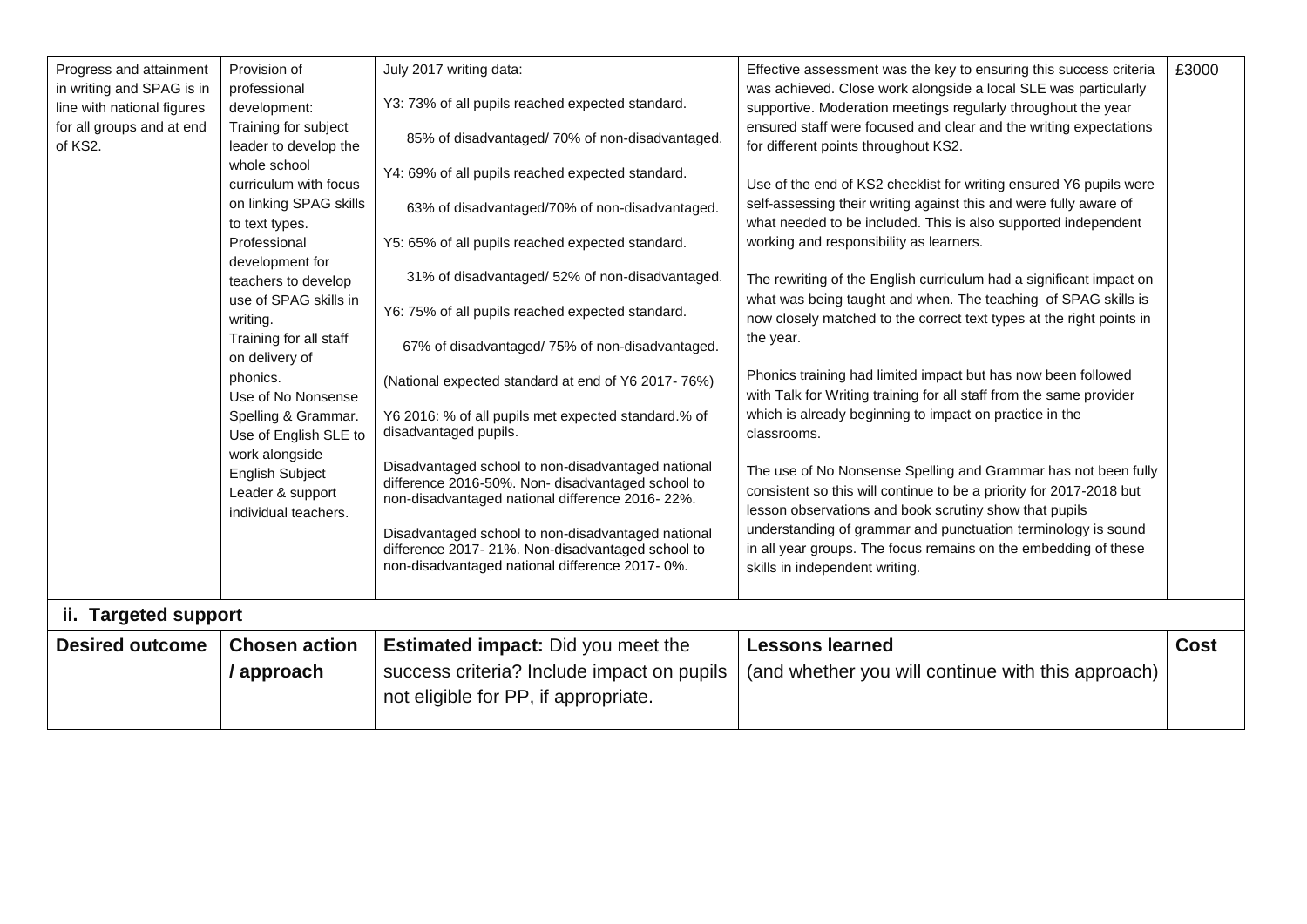| | | | | |
|---|---|---|---|---|
| Progress and attainment in writing and SPAG is in line with national figures for all groups and at end of KS2. | Provision of professional development:<br>Training for subject leader to develop the whole school curriculum with focus on linking SPAG skills to text types.<br>Professional development for teachers to develop use of SPAG skills in writing.<br>Training for all staff on delivery of phonics.<br>Use of No Nonsense Spelling & Grammar.<br>Use of English SLE to work alongside English Subject Leader & support individual teachers. | July 2017 writing data:<br><br>Y3: 73% of all pupils reached expected standard.<br><br>85% of disadvantaged/ 70% of non-disadvantaged.<br><br>Y4: 69% of all pupils reached expected standard.<br><br>63% of disadvantaged/70% of non-disadvantaged.<br><br>Y5: 65% of all pupils reached expected standard.<br><br>31% of disadvantaged/ 52% of non-disadvantaged.<br><br>Y6: 75% of all pupils reached expected standard.<br><br>67% of disadvantaged/ 75% of non-disadvantaged.<br><br>(National expected standard at end of Y6 2017- 76%)<br><br>Y6 2016: % of all pupils met expected standard.% of disadvantaged pupils.<br><br>Disadvantaged school to non-disadvantaged national difference 2016-50%. Non- disadvantaged school to non-disadvantaged national difference 2016- 22%.<br><br>Disadvantaged school to non-disadvantaged national difference 2017- 21%. Non-disadvantaged school to non-disadvantaged national difference 2017- 0%. | Effective assessment was the key to ensuring this success criteria was achieved. Close work alongside a local SLE was particularly supportive. Moderation meetings regularly throughout the year ensured staff were focused and clear and the writing expectations for different points throughout KS2.<br><br>Use of the end of KS2 checklist for writing ensured Y6 pupils were self-assessing their writing against this and were fully aware of what needed to be included. This is also supported independent working and responsibility as learners.<br><br>The rewriting of the English curriculum had a significant impact on what was being taught and when. The teaching of SPAG skills is now closely matched to the correct text types at the right points in the year.<br><br>Phonics training had limited impact but has now been followed with Talk for Writing training for all staff from the same provider which is already beginning to impact on practice in the classrooms.<br><br>The use of No Nonsense Spelling and Grammar has not been fully consistent so this will continue to be a priority for 2017-2018 but lesson observations and book scrutiny show that pupils understanding of grammar and punctuation terminology is sound in all year groups. The focus remains on the embedding of these skills in independent writing. | £3000 |

## ii. Targeted support

| Desired outcome | Chosen action / approach | **Estimated impact:** Did you meet the success criteria? Include impact on pupils not eligible for PP, if appropriate. | **Lessons learned** (and whether you will continue with this approach) | Cost |
|---|---|---|---|---|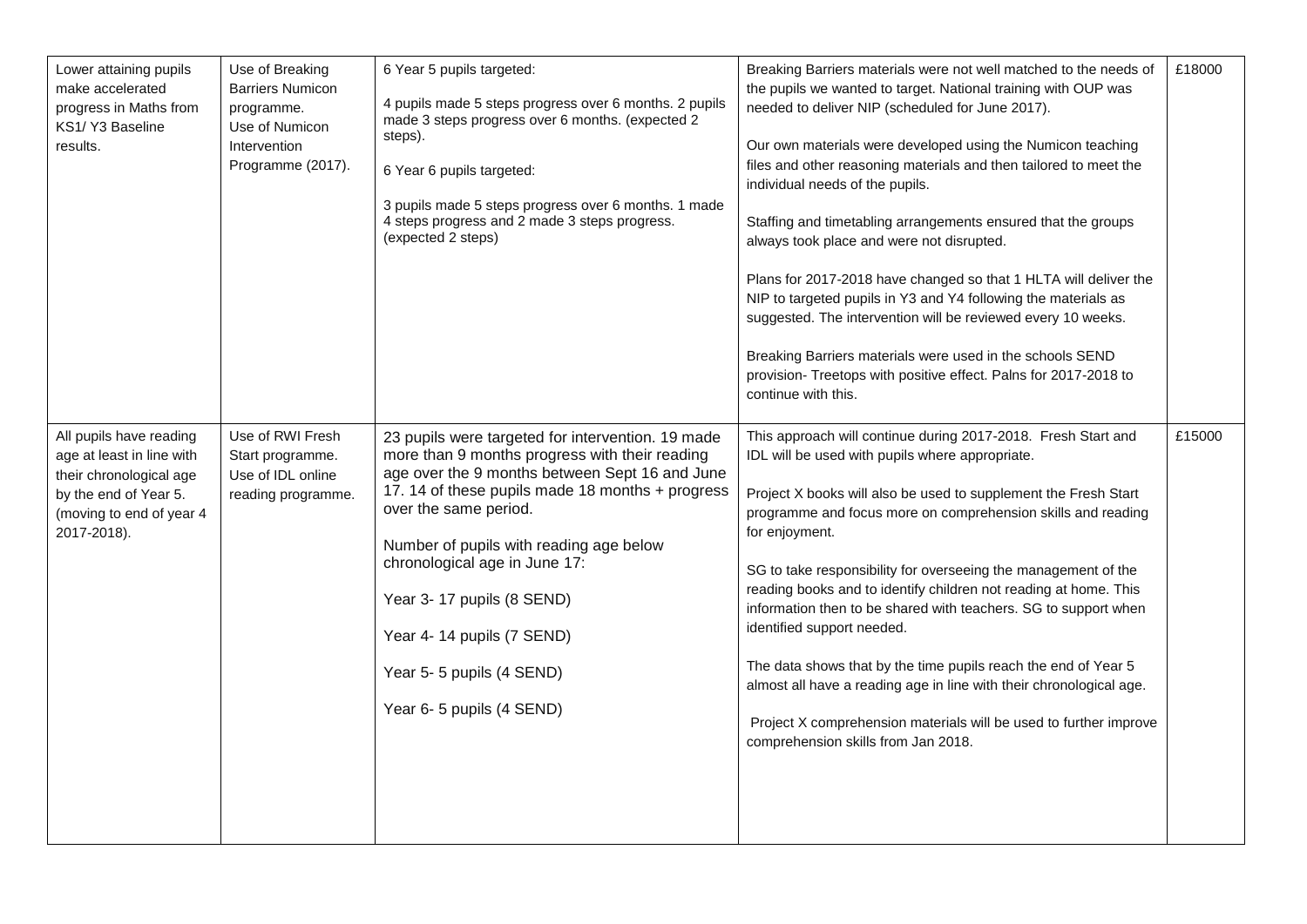| | | | | |
|---|---|---|---|---|
| Lower attaining pupils make accelerated progress in Maths from KS1/ Y3 Baseline results. | Use of Breaking Barriers Numicon programme. Use of Numicon Intervention Programme (2017). | 6 Year 5 pupils targeted:<br><br>4 pupils made 5 steps progress over 6 months. 2 pupils made 3 steps progress over 6 months. (expected 2 steps).<br><br>6 Year 6 pupils targeted:<br><br>3 pupils made 5 steps progress over 6 months. 1 made 4 steps progress and 2 made 3 steps progress. (expected 2 steps) | Breaking Barriers materials were not well matched to the needs of the pupils we wanted to target. National training with OUP was needed to deliver NIP (scheduled for June 2017).<br><br>Our own materials were developed using the Numicon teaching files and other reasoning materials and then tailored to meet the individual needs of the pupils.<br><br>Staffing and timetabling arrangements ensured that the groups always took place and were not disrupted.<br><br>Plans for 2017-2018 have changed so that 1 HLTA will deliver the NIP to targeted pupils in Y3 and Y4 following the materials as suggested. The intervention will be reviewed every 10 weeks.<br><br>Breaking Barriers materials were used in the schools SEND provision- Treetops with positive effect. Palns for 2017-2018 to continue with this. | £18000 |
| All pupils have reading age at least in line with their chronological age by the end of Year 5. (moving to end of year 4 2017-2018). | Use of RWI Fresh Start programme. Use of IDL online reading programme. | 23 pupils were targeted for intervention. 19 made more than 9 months progress with their reading age over the 9 months between Sept 16 and June 17. 14 of these pupils made 18 months + progress over the same period.<br><br>Number of pupils with reading age below chronological age in June 17:<br><br>Year 3- 17 pupils (8 SEND)<br><br>Year 4- 14 pupils (7 SEND)<br><br>Year 5- 5 pupils (4 SEND)<br><br>Year 6- 5 pupils (4 SEND) | This approach will continue during 2017-2018. Fresh Start and IDL will be used with pupils where appropriate.<br><br>Project X books will also be used to supplement the Fresh Start programme and focus more on comprehension skills and reading for enjoyment.<br><br>SG to take responsibility for overseeing the management of the reading books and to identify children not reading at home. This information then to be shared with teachers. SG to support when identified support needed.<br><br>The data shows that by the time pupils reach the end of Year 5 almost all have a reading age in line with their chronological age.<br><br>Project X comprehension materials will be used to further improve comprehension skills from Jan 2018. | £15000 |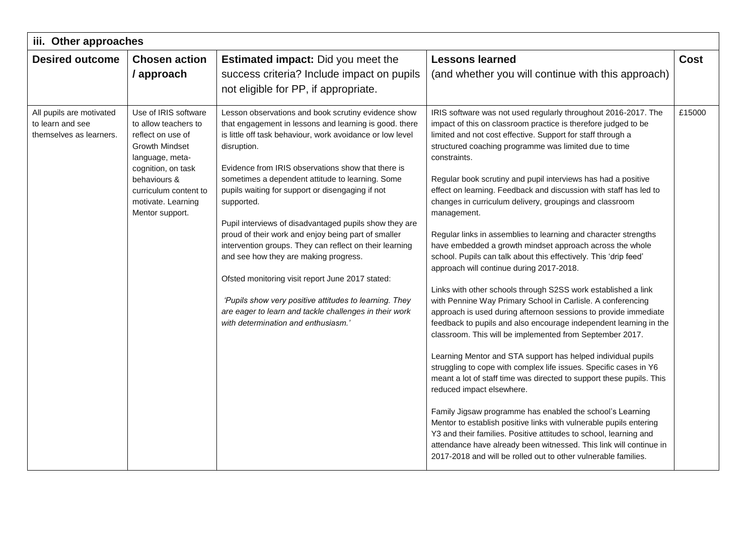| iii. Other approaches | | | | |
|---|---|---|---|---|
| **Desired outcome** | **Chosen action / approach** | **Estimated impact:** Did you meet the success criteria? Include impact on pupils not eligible for PP, if appropriate. | **Lessons learned** (and whether you will continue with this approach) | **Cost** |
| All pupils are motivated to learn and see themselves as learners. | Use of IRIS software to allow teachers to reflect on use of Growth Mindset language, meta-cognition, on task behaviours & curriculum content to motivate. Learning Mentor support. | Lesson observations and book scrutiny evidence show that engagement in lessons and learning is good. there is little off task behaviour, work avoidance or low level disruption.<br><br>Evidence from IRIS observations show that there is sometimes a dependent attitude to learning. Some pupils waiting for support or disengaging if not supported.<br><br>Pupil interviews of disadvantaged pupils show they are proud of their work and enjoy being part of smaller intervention groups. They can reflect on their learning and see how they are making progress.<br><br>Ofsted monitoring visit report June 2017 stated:<br><br>*'Pupils show very positive attitudes to learning. They are eager to learn and tackle challenges in their work with determination and enthusiasm.'* | IRIS software was not used regularly throughout 2016-2017. The impact of this on classroom practice is therefore judged to be limited and not cost effective. Support for staff through a structured coaching programme was limited due to time constraints.<br><br>Regular book scrutiny and pupil interviews has had a positive effect on learning. Feedback and discussion with staff has led to changes in curriculum delivery, groupings and classroom management.<br><br>Regular links in assemblies to learning and character strengths have embedded a growth mindset approach across the whole school. Pupils can talk about this effectively. This 'drip feed' approach will continue during 2017-2018.<br><br>Links with other schools through S2SS work established a link with Pennine Way Primary School in Carlisle. A conferencing approach is used during afternoon sessions to provide immediate feedback to pupils and also encourage independent learning in the classroom. This will be implemented from September 2017.<br><br>Learning Mentor and STA support has helped individual pupils struggling to cope with complex life issues. Specific cases in Y6 meant a lot of staff time was directed to support these pupils. This reduced impact elsewhere.<br><br>Family Jigsaw programme has enabled the school's Learning Mentor to establish positive links with vulnerable pupils entering Y3 and their families. Positive attitudes to school, learning and attendance have already been witnessed. This link will continue in 2017-2018 and will be rolled out to other vulnerable families. | £15000 |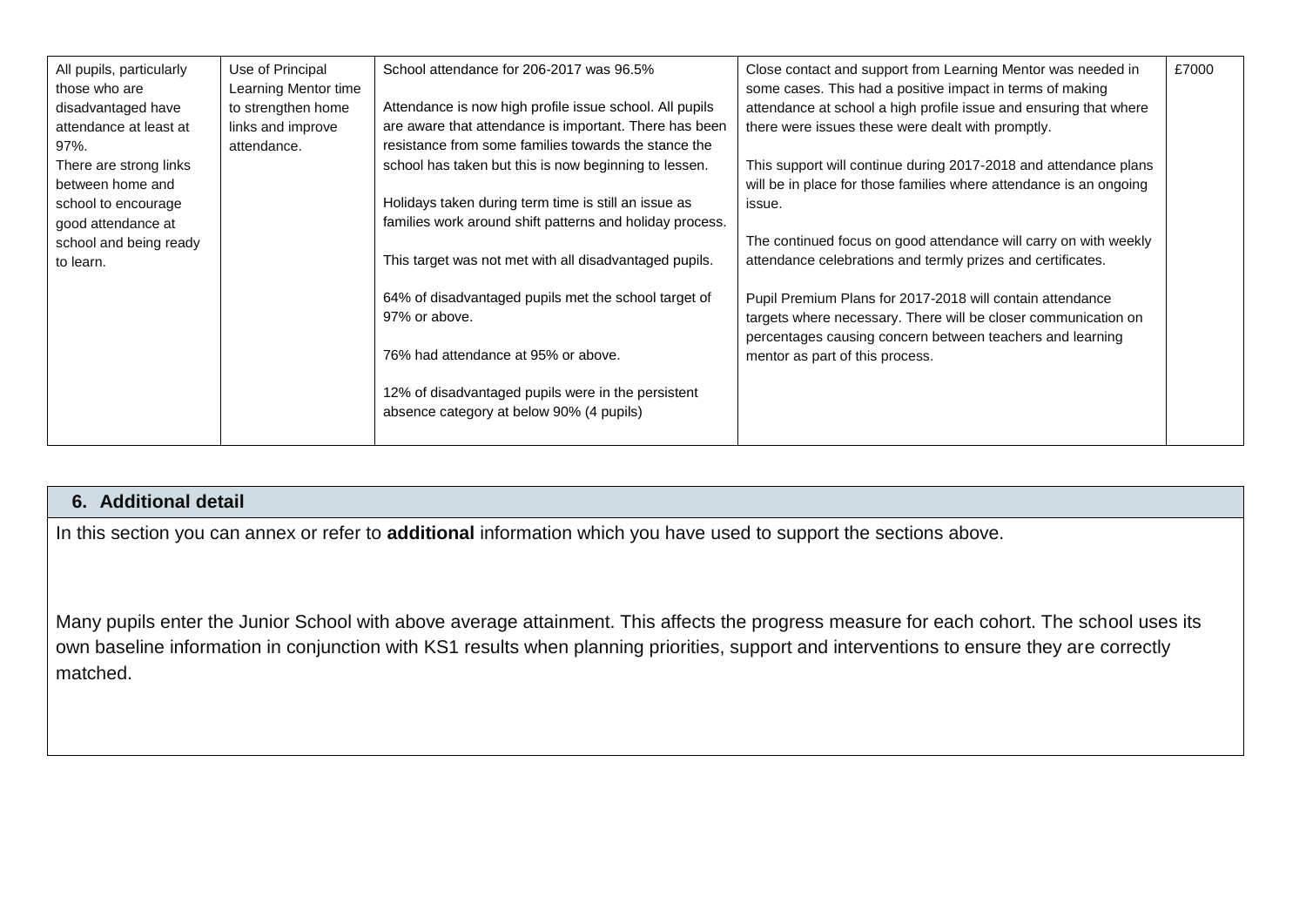| | | | | |
|---|---|---|---|---|
| All pupils, particularly those who are disadvantaged have attendance at least at 97%.<br>There are strong links between home and school to encourage good attendance at school and being ready to learn. | Use of Principal Learning Mentor time to strengthen home links and improve attendance. | School attendance for 206-2017 was 96.5%<br><br>Attendance is now high profile issue school. All pupils are aware that attendance is important. There has been resistance from some families towards the stance the school has taken but this is now beginning to lessen.<br><br>Holidays taken during term time is still an issue as families work around shift patterns and holiday process.<br><br>This target was not met with all disadvantaged pupils.<br><br>64% of disadvantaged pupils met the school target of 97% or above.<br><br>76% had attendance at 95% or above.<br><br>12% of disadvantaged pupils were in the persistent absence category at below 90% (4 pupils) | Close contact and support from Learning Mentor was needed in some cases. This had a positive impact in terms of making attendance at school a high profile issue and ensuring that where there were issues these were dealt with promptly.<br><br>This support will continue during 2017-2018 and attendance plans will be in place for those families where attendance is an ongoing issue.<br><br>The continued focus on good attendance will carry on with weekly attendance celebrations and termly prizes and certificates.<br><br>Pupil Premium Plans for 2017-2018 will contain attendance targets where necessary. There will be closer communication on percentages causing concern between teachers and learning mentor as part of this process. | £7000 |

## 6. Additional detail

In this section you can annex or refer to **additional** information which you have used to support the sections above.

Many pupils enter the Junior School with above average attainment. This affects the progress measure for each cohort. The school uses its own baseline information in conjunction with KS1 results when planning priorities, support and interventions to ensure they are correctly matched.